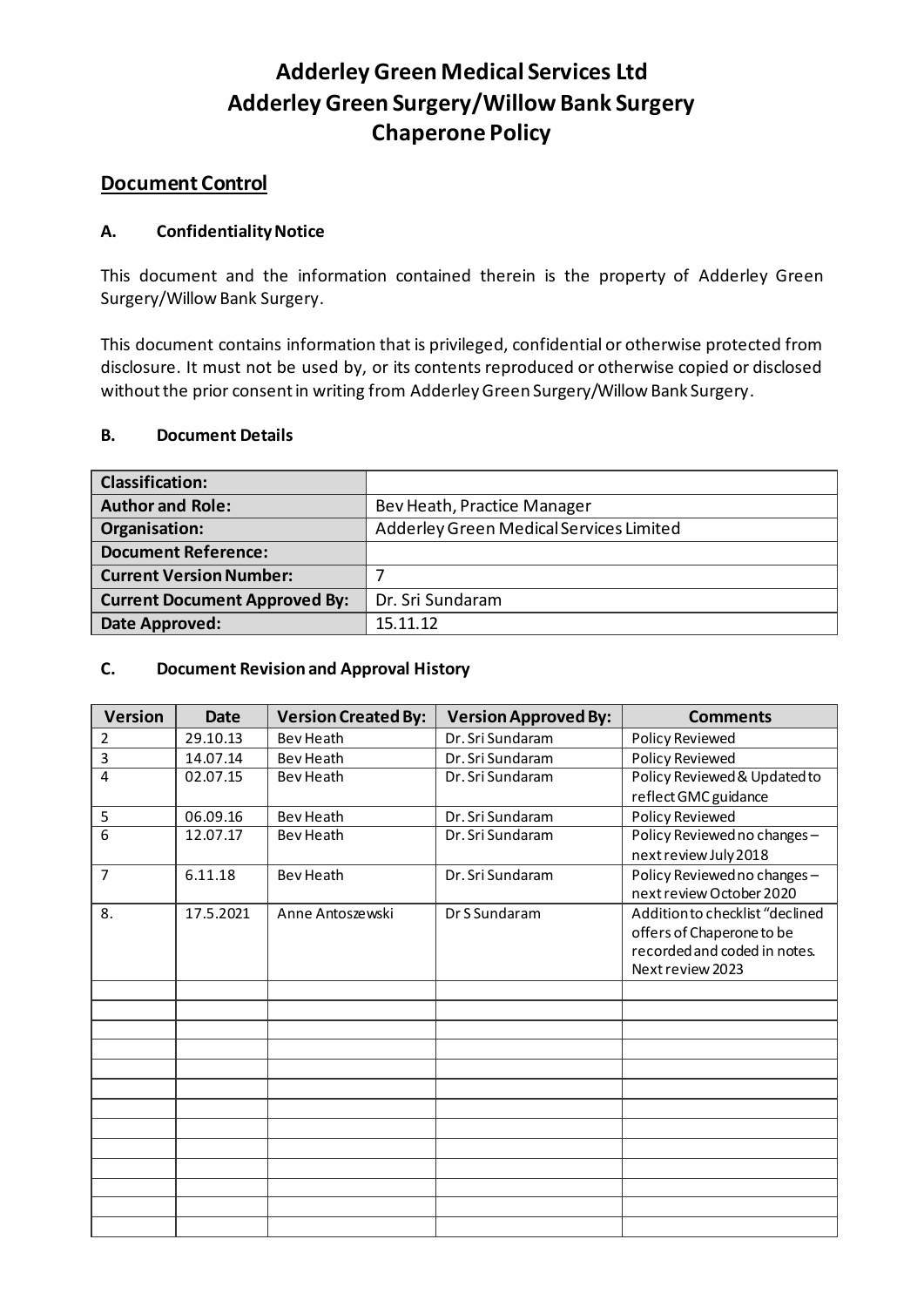# Adderley Green Medical Services Ltd
# Adderley Green Surgery/Willow Bank Surgery
# Chaperone Policy

## Document Control

### A. Confidentiality Notice

This document and the information contained therein is the property of Adderley Green Surgery/Willow Bank Surgery.

This document contains information that is privileged, confidential or otherwise protected from disclosure. It must not be used by, or its contents reproduced or otherwise copied or disclosed without the prior consent in writing from Adderley Green Surgery/Willow Bank Surgery.

### B. Document Details

| **Classification:** | |
|---|---|
| **Author and Role:** | Bev Heath, Practice Manager |
| **Organisation:** | Adderley Green Medical Services Limited |
| **Document Reference:** | |
| **Current Version Number:** | 7 |
| **Current Document Approved By:** | Dr. Sri Sundaram |
| **Date Approved:** | 15.11.12 |

### C. Document Revision and Approval History

| Version | Date | Version Created By: | Version Approved By: | Comments |
|---|---|---|---|---|
| 2 | 29.10.13 | Bev Heath | Dr. Sri Sundaram | Policy Reviewed |
| 3 | 14.07.14 | Bev Heath | Dr. Sri Sundaram | Policy Reviewed |
| 4 | 02.07.15 | Bev Heath | Dr. Sri Sundaram | Policy Reviewed & Updated to reflect GMC guidance |
| 5 | 06.09.16 | Bev Heath | Dr. Sri Sundaram | Policy Reviewed |
| 6 | 12.07.17 | Bev Heath | Dr. Sri Sundaram | Policy Reviewed no changes – next review July 2018 |
| 7 | 6.11.18 | Bev Heath | Dr. Sri Sundaram | Policy Reviewed no changes – next review October 2020 |
| 8. | 17.5.2021 | Anne Antoszewski | Dr S Sundaram | Addition to checklist "declined offers of Chaperone to be recorded and coded in notes. Next review 2023 |
| | | | | |
| | | | | |
| | | | | |
| | | | | |
| | | | | |
| | | | | |
| | | | | |
| | | | | |
| | | | | |
| | | | | |
| | | | | |
| | | | | |
| | | | | |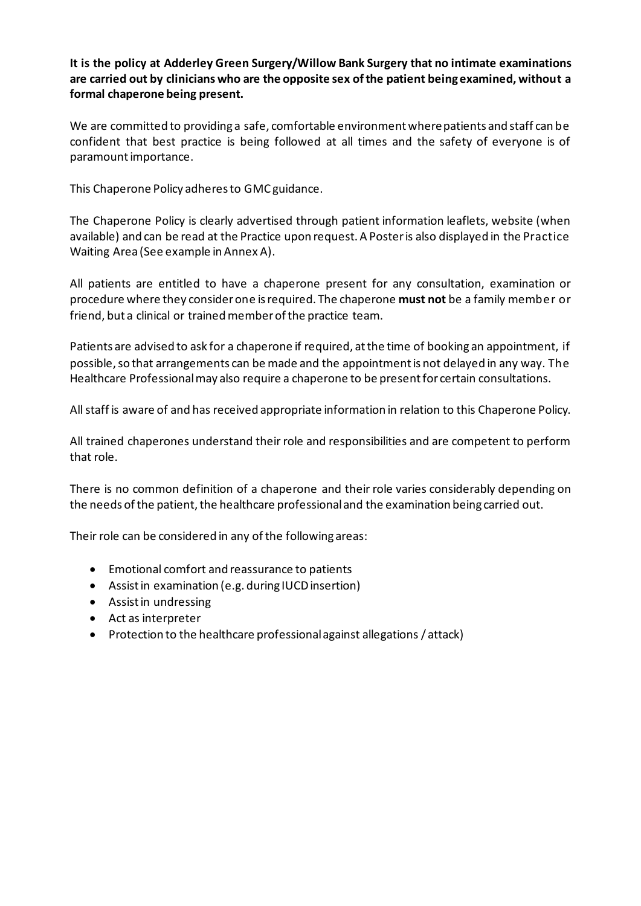**It is the policy at Adderley Green Surgery/Willow Bank Surgery that no intimate examinations are carried out by clinicians who are the opposite sex of the patient being examined, without a formal chaperone being present.**

We are committed to providing a safe, comfortable environment where patients and staff can be confident that best practice is being followed at all times and the safety of everyone is of paramount importance.

This Chaperone Policy adheres to GMC guidance.

The Chaperone Policy is clearly advertised through patient information leaflets, website (when available) and can be read at the Practice upon request. A Poster is also displayed in the Practice Waiting Area (See example in Annex A).

All patients are entitled to have a chaperone present for any consultation, examination or procedure where they consider one is required. The chaperone **must not** be a family member or friend, but a clinical or trained member of the practice team.

Patients are advised to ask for a chaperone if required, at the time of booking an appointment, if possible, so that arrangements can be made and the appointment is not delayed in any way. The Healthcare Professional may also require a chaperone to be present for certain consultations.

All staff is aware of and has received appropriate information in relation to this Chaperone Policy.

All trained chaperones understand their role and responsibilities and are competent to perform that role.

There is no common definition of a chaperone and their role varies considerably depending on the needs of the patient, the healthcare professional and the examination being carried out.

Their role can be considered in any of the following areas:

- Emotional comfort and reassurance to patients
- Assist in examination (e.g. during IUCD insertion)
- Assist in undressing
- Act as interpreter
- Protection to the healthcare professional against allegations / attack)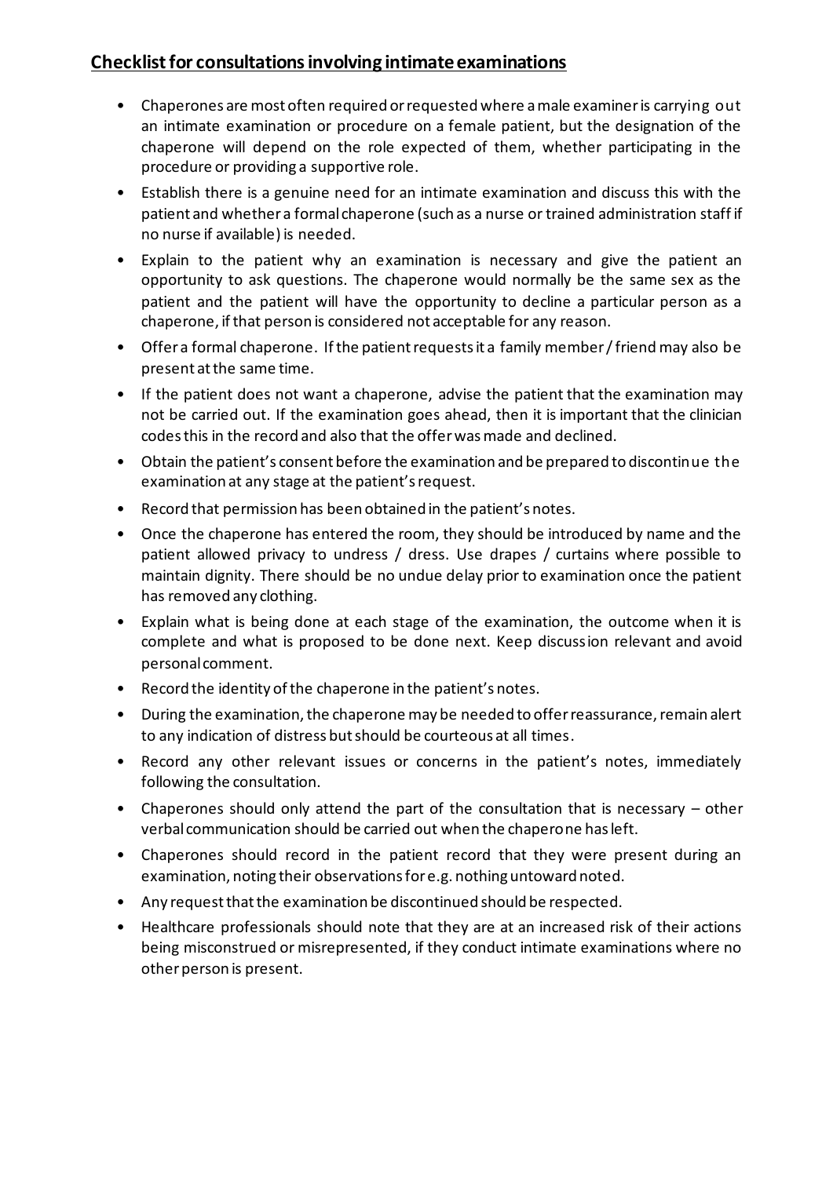## Checklist for consultations involving intimate examinations

- Chaperones are most often required or requested where a male examiner is carrying out an intimate examination or procedure on a female patient, but the designation of the chaperone will depend on the role expected of them, whether participating in the procedure or providing a supportive role.
- Establish there is a genuine need for an intimate examination and discuss this with the patient and whether a formal chaperone (such as a nurse or trained administration staff if no nurse if available) is needed.
- Explain to the patient why an examination is necessary and give the patient an opportunity to ask questions. The chaperone would normally be the same sex as the patient and the patient will have the opportunity to decline a particular person as a chaperone, if that person is considered not acceptable for any reason.
- Offer a formal chaperone. If the patient requests it a family member / friend may also be present at the same time.
- If the patient does not want a chaperone, advise the patient that the examination may not be carried out. If the examination goes ahead, then it is important that the clinician codes this in the record and also that the offer was made and declined.
- Obtain the patient's consent before the examination and be prepared to discontinue the examination at any stage at the patient's request.
- Record that permission has been obtained in the patient's notes.
- Once the chaperone has entered the room, they should be introduced by name and the patient allowed privacy to undress / dress. Use drapes / curtains where possible to maintain dignity. There should be no undue delay prior to examination once the patient has removed any clothing.
- Explain what is being done at each stage of the examination, the outcome when it is complete and what is proposed to be done next. Keep discussion relevant and avoid personal comment.
- Record the identity of the chaperone in the patient's notes.
- During the examination, the chaperone may be needed to offer reassurance, remain alert to any indication of distress but should be courteous at all times.
- Record any other relevant issues or concerns in the patient's notes, immediately following the consultation.
- Chaperones should only attend the part of the consultation that is necessary – other verbal communication should be carried out when the chaperone has left.
- Chaperones should record in the patient record that they were present during an examination, noting their observations for e.g. nothing untoward noted.
- Any request that the examination be discontinued should be respected.
- Healthcare professionals should note that they are at an increased risk of their actions being misconstrued or misrepresented, if they conduct intimate examinations where no other person is present.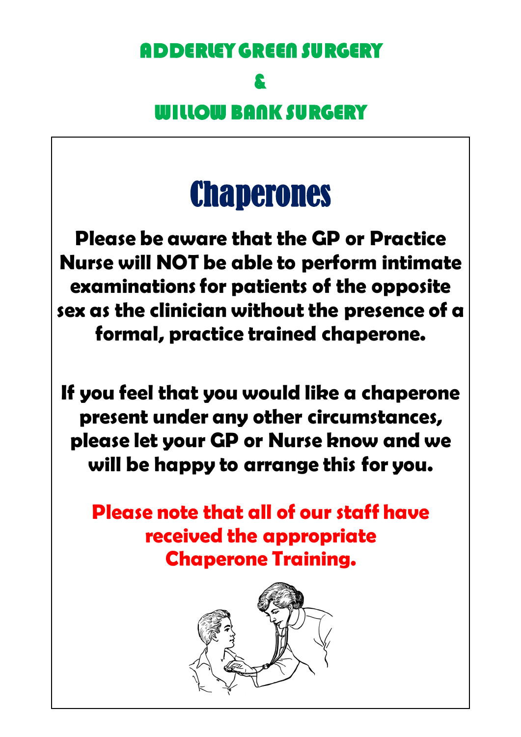# ADDERLEY GREEN SURGERY

# &

# WILLOW BANK SURGERY

## Chaperones

**Please be aware that the GP or Practice Nurse will NOT be able to perform intimate examinations for patients of the opposite sex as the clinician without the presence of a formal, practice trained chaperone.**

**If you feel that you would like a chaperone present under any other circumstances, please let your GP or Nurse know and we will be happy to arrange this for you.**

**Please note that all of our staff have received the appropriate Chaperone Training.**